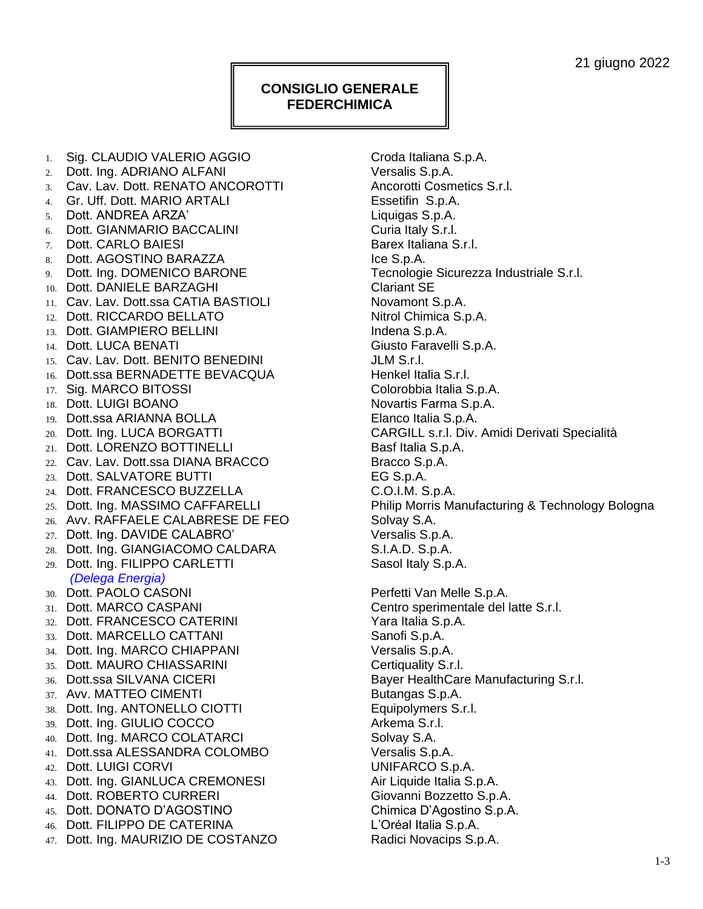21 giugno 2022

# CONSIGLIO GENERALE FEDERCHIMICA

| | Nome | Azienda |
|---|---|---|
| 1. | Sig. CLAUDIO VALERIO AGGIO | Croda Italiana S.p.A. |
| 2. | Dott. Ing. ADRIANO ALFANI | Versalis S.p.A. |
| 3. | Cav. Lav. Dott. RENATO ANCOROTTI | Ancorotti Cosmetics S.r.l. |
| 4. | Gr. Uff. Dott. MARIO ARTALI | Essetifin S.p.A. |
| 5. | Dott. ANDREA ARZA' | Liquigas S.p.A. |
| 6. | Dott. GIANMARIO BACCALINI | Curia Italy S.r.l. |
| 7. | Dott. CARLO BAIESI | Barex Italiana S.r.l. |
| 8. | Dott. AGOSTINO BARAZZA | Ice S.p.A. |
| 9. | Dott. Ing. DOMENICO BARONE | Tecnologie Sicurezza Industriale S.r.l. |
| 10. | Dott. DANIELE BARZAGHI | Clariant SE |
| 11. | Cav. Lav. Dott.ssa CATIA BASTIOLI | Novamont S.p.A. |
| 12. | Dott. RICCARDO BELLATO | Nitrol Chimica S.p.A. |
| 13. | Dott. GIAMPIERO BELLINI | Indena S.p.A. |
| 14. | Dott. LUCA BENATI | Giusto Faravelli S.p.A. |
| 15. | Cav. Lav. Dott. BENITO BENEDINI | JLM S.r.l. |
| 16. | Dott.ssa BERNADETTE BEVACQUA | Henkel Italia S.r.l. |
| 17. | Sig. MARCO BITOSSI | Colorobbia Italia S.p.A. |
| 18. | Dott. LUIGI BOANO | Novartis Farma S.p.A. |
| 19. | Dott.ssa ARIANNA BOLLA | Elanco Italia S.p.A. |
| 20. | Dott. Ing. LUCA BORGATTI | CARGILL s.r.l. Div. Amidi Derivati Specialità |
| 21. | Dott. LORENZO BOTTINELLI | Basf Italia S.p.A. |
| 22. | Cav. Lav. Dott.ssa DIANA BRACCO | Bracco S.p.A. |
| 23. | Dott. SALVATORE BUTTI | EG S.p.A. |
| 24. | Dott. FRANCESCO BUZZELLA | C.O.I.M. S.p.A. |
| 25. | Dott. Ing. MASSIMO CAFFARELLI | Philip Morris Manufacturing & Technology Bologna |
| 26. | Avv. RAFFAELE CALABRESE DE FEO | Solvay S.A. |
| 27. | Dott. Ing. DAVIDE CALABRO' | Versalis S.p.A. |
| 28. | Dott. Ing. GIANGIACOMO CALDARA | S.I.A.D. S.p.A. |
| 29. | Dott. Ing. FILIPPO CARLETTI *(Delega Energia)* | Sasol Italy S.p.A. |
| 30. | Dott. PAOLO CASONI | Perfetti Van Melle S.p.A. |
| 31. | Dott. MARCO CASPANI | Centro sperimentale del latte S.r.l. |
| 32. | Dott. FRANCESCO CATERINI | Yara Italia S.p.A. |
| 33. | Dott. MARCELLO CATTANI | Sanofi S.p.A. |
| 34. | Dott. Ing. MARCO CHIAPPANI | Versalis S.p.A. |
| 35. | Dott. MAURO CHIASSARINI | Certiquality S.r.l. |
| 36. | Dott.ssa SILVANA CICERI | Bayer HealthCare Manufacturing S.r.l. |
| 37. | Avv. MATTEO CIMENTI | Butangas S.p.A. |
| 38. | Dott. Ing. ANTONELLO CIOTTI | Equipolymers S.r.l. |
| 39. | Dott. Ing. GIULIO COCCO | Arkema S.r.l. |
| 40. | Dott. Ing. MARCO COLATARCI | Solvay S.A. |
| 41. | Dott.ssa ALESSANDRA COLOMBO | Versalis S.p.A. |
| 42. | Dott. LUIGI CORVI | UNIFARCO S.p.A. |
| 43. | Dott. Ing. GIANLUCA CREMONESI | Air Liquide Italia S.p.A. |
| 44. | Dott. ROBERTO CURRERI | Giovanni Bozzetto S.p.A. |
| 45. | Dott. DONATO D'AGOSTINO | Chimica D'Agostino S.p.A. |
| 46. | Dott. FILIPPO DE CATERINA | L'Oréal Italia S.p.A. |
| 47. | Dott. Ing. MAURIZIO DE COSTANZO | Radici Novacips S.p.A. |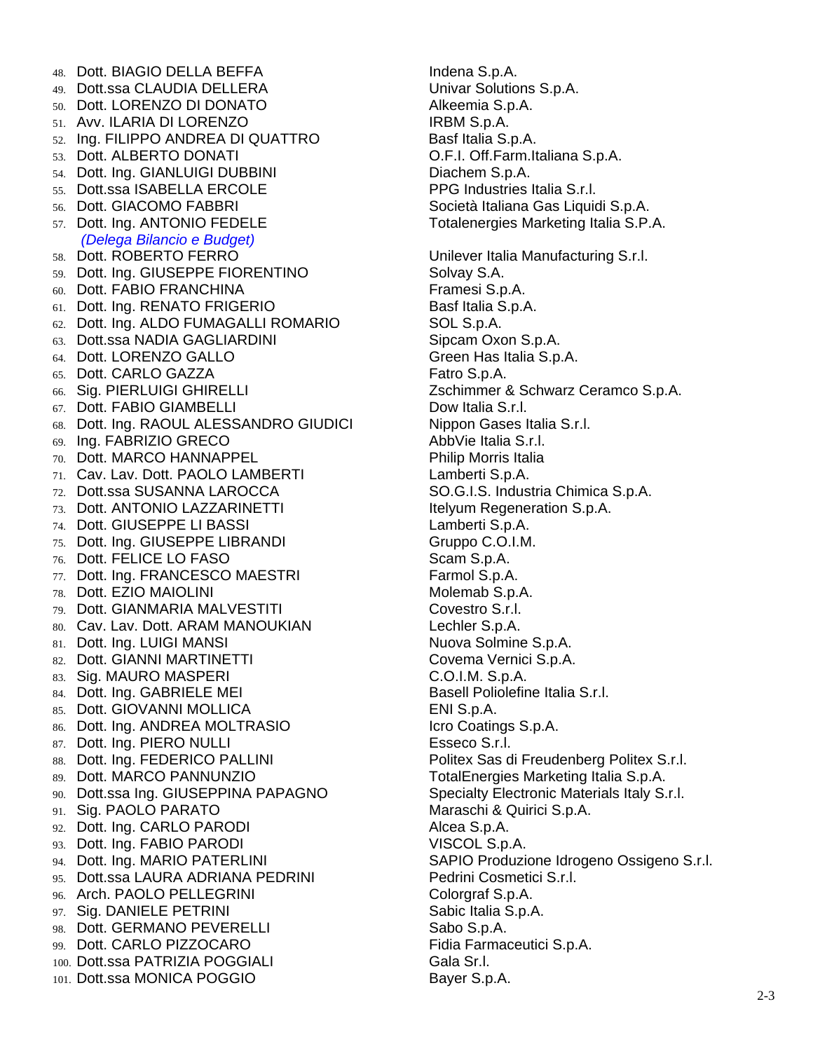48. Dott. BIAGIO DELLA BEFFA — Indena S.p.A.
49. Dott.ssa CLAUDIA DELLERA — Univar Solutions S.p.A.
50. Dott. LORENZO DI DONATO — Alkeemia S.p.A.
51. Avv. ILARIA DI LORENZO — IRBM S.p.A.
52. Ing. FILIPPO ANDREA DI QUATTRO — Basf Italia S.p.A.
53. Dott. ALBERTO DONATI — O.F.I. Off.Farm.Italiana S.p.A.
54. Dott. Ing. GIANLUIGI DUBBINI — Diachem S.p.A.
55. Dott.ssa ISABELLA ERCOLE — PPG Industries Italia S.r.l.
56. Dott. GIACOMO FABBRI — Società Italiana Gas Liquidi S.p.A.
57. Dott. Ing. ANTONIO FEDELE — Totalenergies Marketing Italia S.P.A.
    *(Delega Bilancio e Budget)*
58. Dott. ROBERTO FERRO — Unilever Italia Manufacturing S.r.l.
59. Dott. Ing. GIUSEPPE FIORENTINO — Solvay S.A.
60. Dott. FABIO FRANCHINA — Framesi S.p.A.
61. Dott. Ing. RENATO FRIGERIO — Basf Italia S.p.A.
62. Dott. Ing. ALDO FUMAGALLI ROMARIO — SOL S.p.A.
63. Dott.ssa NADIA GAGLIARDINI — Sipcam Oxon S.p.A.
64. Dott. LORENZO GALLO — Green Has Italia S.p.A.
65. Dott. CARLO GAZZA — Fatro S.p.A.
66. Sig. PIERLUIGI GHIRELLI — Zschimmer & Schwarz Ceramco S.p.A.
67. Dott. FABIO GIAMBELLI — Dow Italia S.r.l.
68. Dott. Ing. RAOUL ALESSANDRO GIUDICI — Nippon Gases Italia S.r.l.
69. Ing. FABRIZIO GRECO — AbbVie Italia S.r.l.
70. Dott. MARCO HANNAPPEL — Philip Morris Italia
71. Cav. Lav. Dott. PAOLO LAMBERTI — Lamberti S.p.A.
72. Dott.ssa SUSANNA LAROCCA — SO.G.I.S. Industria Chimica S.p.A.
73. Dott. ANTONIO LAZZARINETTI — Itelyum Regeneration S.p.A.
74. Dott. GIUSEPPE LI BASSI — Lamberti S.p.A.
75. Dott. Ing. GIUSEPPE LIBRANDI — Gruppo C.O.I.M.
76. Dott. FELICE LO FASO — Scam S.p.A.
77. Dott. Ing. FRANCESCO MAESTRI — Farmol S.p.A.
78. Dott. EZIO MAIOLINI — Molemab S.p.A.
79. Dott. GIANMARIA MALVESTITI — Covestro S.r.l.
80. Cav. Lav. Dott. ARAM MANOUKIAN — Lechler S.p.A.
81. Dott. Ing. LUIGI MANSI — Nuova Solmine S.p.A.
82. Dott. GIANNI MARTINETTI — Covema Vernici S.p.A.
83. Sig. MAURO MASPERI — C.O.I.M. S.p.A.
84. Dott. Ing. GABRIELE MEI — Basell Poliolefine Italia S.r.l.
85. Dott. GIOVANNI MOLLICA — ENI S.p.A.
86. Dott. Ing. ANDREA MOLTRASIO — Icro Coatings S.p.A.
87. Dott. Ing. PIERO NULLI — Esseco S.r.l.
88. Dott. Ing. FEDERICO PALLINI — Politex Sas di Freudenberg Politex S.r.l.
89. Dott. MARCO PANNUNZIO — TotalEnergies Marketing Italia S.p.A.
90. Dott.ssa Ing. GIUSEPPINA PAPAGNO — Specialty Electronic Materials Italy S.r.l.
91. Sig. PAOLO PARATO — Maraschi & Quirici S.p.A.
92. Dott. Ing. CARLO PARODI — Alcea S.p.A.
93. Dott. Ing. FABIO PARODI — VISCOL S.p.A.
94. Dott. Ing. MARIO PATERLINI — SAPIO Produzione Idrogeno Ossigeno S.r.l.
95. Dott.ssa LAURA ADRIANA PEDRINI — Pedrini Cosmetici S.r.l.
96. Arch. PAOLO PELLEGRINI — Colorgraf S.p.A.
97. Sig. DANIELE PETRINI — Sabic Italia S.p.A.
98. Dott. GERMANO PEVERELLI — Sabo S.p.A.
99. Dott. CARLO PIZZOCARO — Fidia Farmaceutici S.p.A.
100. Dott.ssa PATRIZIA POGGIALI — Gala Sr.l.
101. Dott.ssa MONICA POGGIO — Bayer S.p.A.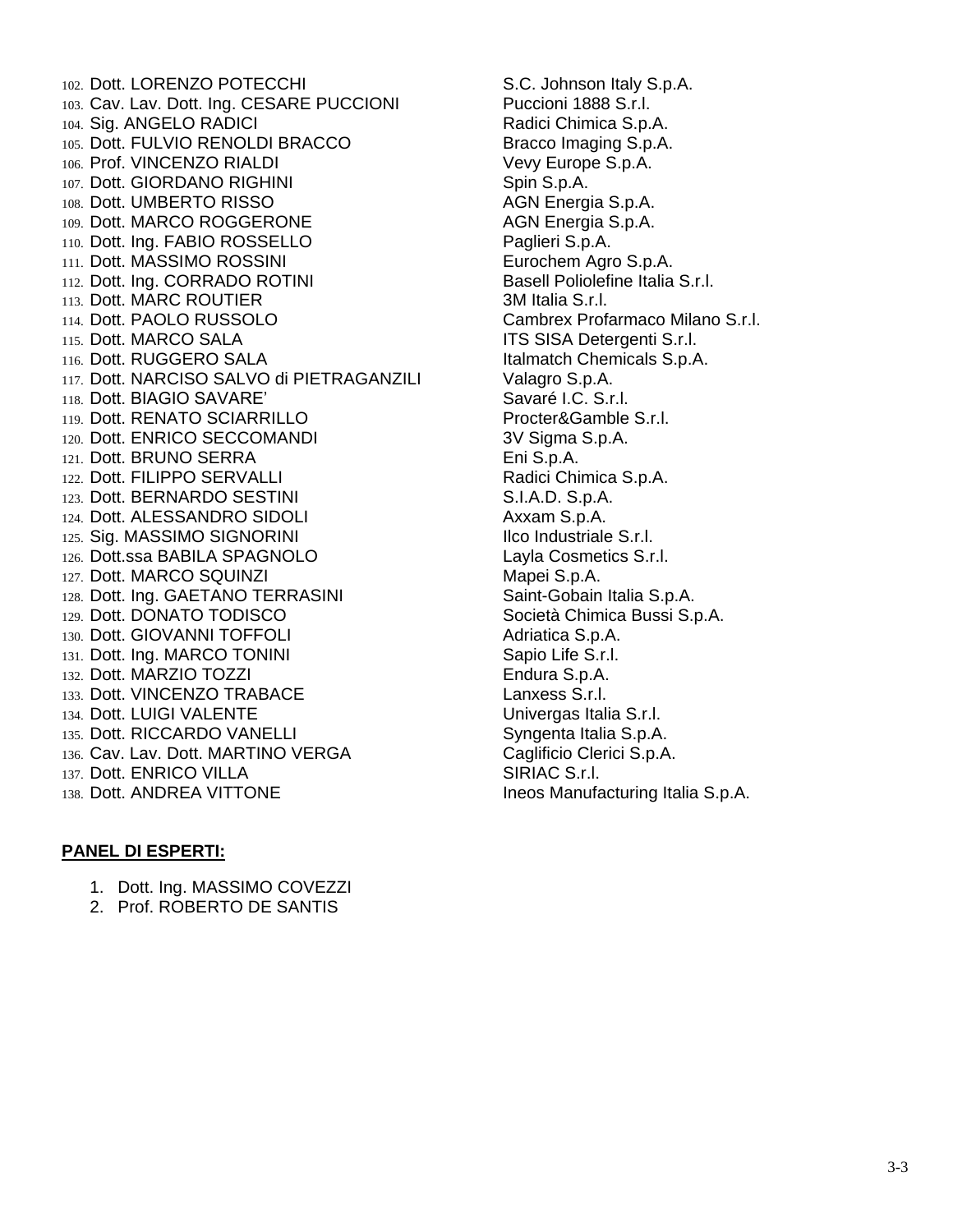| | | |
|---|---|---|
| 102. | Dott. LORENZO POTECCHI | S.C. Johnson Italy S.p.A. |
| 103. | Cav. Lav. Dott. Ing. CESARE PUCCIONI | Puccioni 1888 S.r.l. |
| 104. | Sig. ANGELO RADICI | Radici Chimica S.p.A. |
| 105. | Dott. FULVIO RENOLDI BRACCO | Bracco Imaging S.p.A. |
| 106. | Prof. VINCENZO RIALDI | Vevy Europe S.p.A. |
| 107. | Dott. GIORDANO RIGHINI | Spin S.p.A. |
| 108. | Dott. UMBERTO RISSO | AGN Energia S.p.A. |
| 109. | Dott. MARCO ROGGERONE | AGN Energia S.p.A. |
| 110. | Dott. Ing. FABIO ROSSELLO | Paglieri S.p.A. |
| 111. | Dott. MASSIMO ROSSINI | Eurochem Agro S.p.A. |
| 112. | Dott. Ing. CORRADO ROTINI | Basell Poliolefine Italia S.r.l. |
| 113. | Dott. MARC ROUTIER | 3M Italia S.r.l. |
| 114. | Dott. PAOLO RUSSOLO | Cambrex Profarmaco Milano S.r.l. |
| 115. | Dott. MARCO SALA | ITS SISA Detergenti S.r.l. |
| 116. | Dott. RUGGERO SALA | Italmatch Chemicals S.p.A. |
| 117. | Dott. NARCISO SALVO di PIETRAGANZILI | Valagro S.p.A. |
| 118. | Dott. BIAGIO SAVARE' | Savaré I.C. S.r.l. |
| 119. | Dott. RENATO SCIARRILLO | Procter&Gamble S.r.l. |
| 120. | Dott. ENRICO SECCOMANDI | 3V Sigma S.p.A. |
| 121. | Dott. BRUNO SERRA | Eni S.p.A. |
| 122. | Dott. FILIPPO SERVALLI | Radici Chimica S.p.A. |
| 123. | Dott. BERNARDO SESTINI | S.I.A.D. S.p.A. |
| 124. | Dott. ALESSANDRO SIDOLI | Axxam S.p.A. |
| 125. | Sig. MASSIMO SIGNORINI | Ilco Industriale S.r.l. |
| 126. | Dott.ssa BABILA SPAGNOLO | Layla Cosmetics S.r.l. |
| 127. | Dott. MARCO SQUINZI | Mapei S.p.A. |
| 128. | Dott. Ing. GAETANO TERRASINI | Saint-Gobain Italia S.p.A. |
| 129. | Dott. DONATO TODISCO | Società Chimica Bussi S.p.A. |
| 130. | Dott. GIOVANNI TOFFOLI | Adriatica S.p.A. |
| 131. | Dott. Ing. MARCO TONINI | Sapio Life S.r.l. |
| 132. | Dott. MARZIO TOZZI | Endura S.p.A. |
| 133. | Dott. VINCENZO TRABACE | Lanxess S.r.l. |
| 134. | Dott. LUIGI VALENTE | Univergas Italia S.r.l. |
| 135. | Dott. RICCARDO VANELLI | Syngenta Italia S.p.A. |
| 136. | Cav. Lav. Dott. MARTINO VERGA | Caglificio Clerici S.p.A. |
| 137. | Dott. ENRICO VILLA | SIRIAC S.r.l. |
| 138. | Dott. ANDREA VITTONE | Ineos Manufacturing Italia S.p.A. |

**PANEL DI ESPERTI:**

1. Dott. Ing. MASSIMO COVEZZI
2. Prof. ROBERTO DE SANTIS